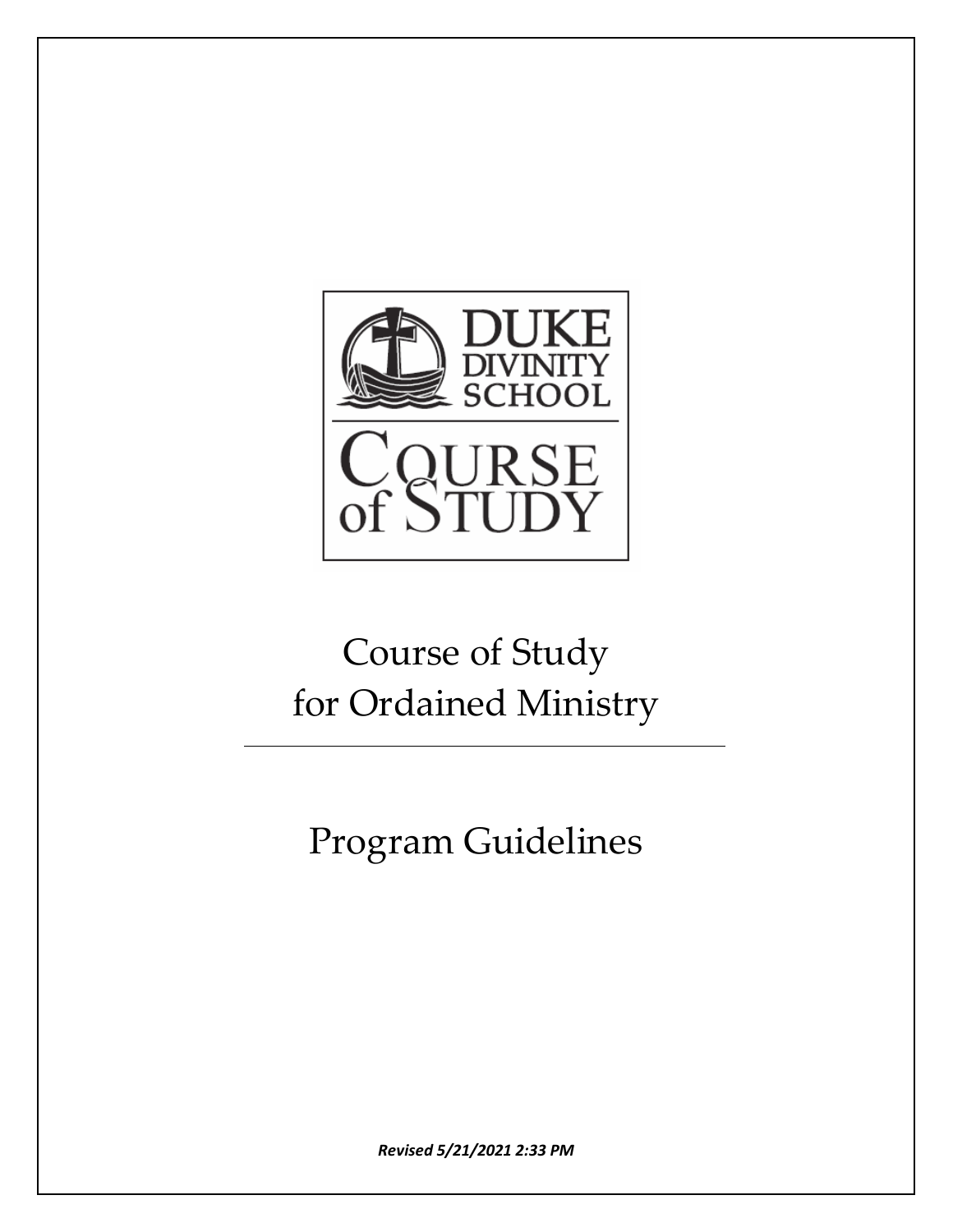DUKE DIVINITY SCHOOL

COURSE of STUDY

# Course of Study for Ordained Ministry

---

# Program Guidelines

***Revised 5/21/2021 2:33 PM***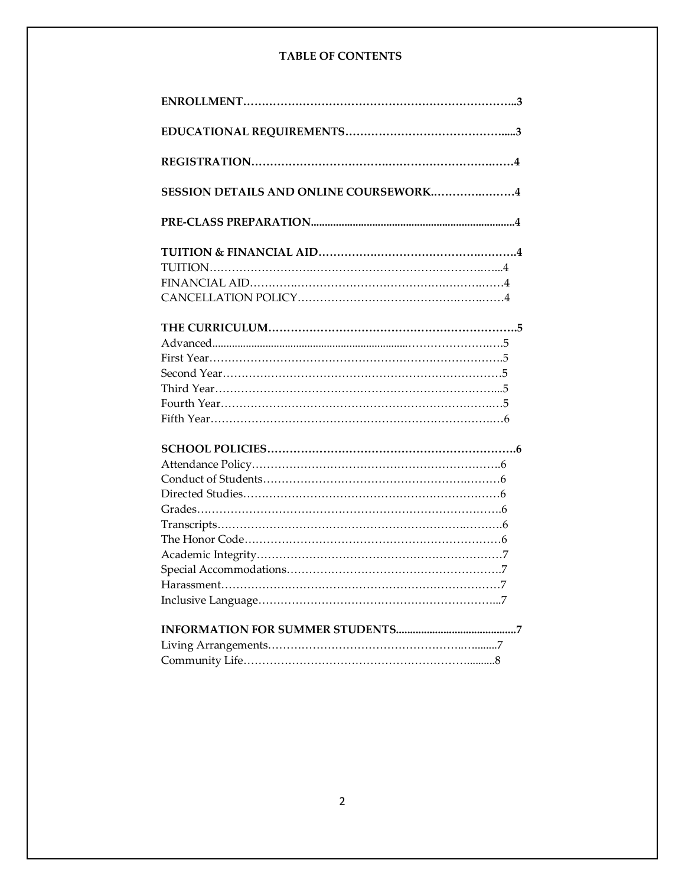## TABLE OF CONTENTS

**ENROLLMENT……………………………………………………………………..3**

**EDUCATIONAL REQUIREMENTS……………………………………......3**

**REGISTRATION…………………………….……………………….…….4**

**SESSION DETAILS AND ONLINE COURSEWORK.………….…….…4**

**PRE-CLASS PREPARATION.........................................................................4**

**TUITION & FINANCIAL AID……………….……………….……….…….4**

TUITION……………………….………………………………….………..…..4

FINANCIAL AID…….…….……………………………….…….…….….……4

CANCELLATION POLICY……………………………………….…….….……4

**THE CURRICULUM………………………………………………………….5**

Advanced.......................................................................………………….….5

First Year…………………………….…………………………….…………….5

Second Year……………………………………………………………………5

Third Year……………………………………………………………………...5

Fourth Year……………………….…………………………………….….…5

Fifth Year…………………………………………………………………..…6

**SCHOOL POLICIES………………….…………………………………….6**

Attendance Policy……………………………………………………….……….6

Conduct of Students…………………………………………….…….………6

Directed Studies……………………………………………………………6

Grades…………………………………………………………………….6

Transcripts……………………………………………………….………6

The Honor Code………………………………………………………6

Academic Integrity………………………………………………………7

Special Accommodations…………………………………………………..7

Harassment……………………………………………………………7

Inclusive Language……………………………………………………...7

**INFORMATION FOR SUMMER STUDENTS..........................................7**

Living Arrangements………………………………………….…........7

Community Life…………………………………………………..........8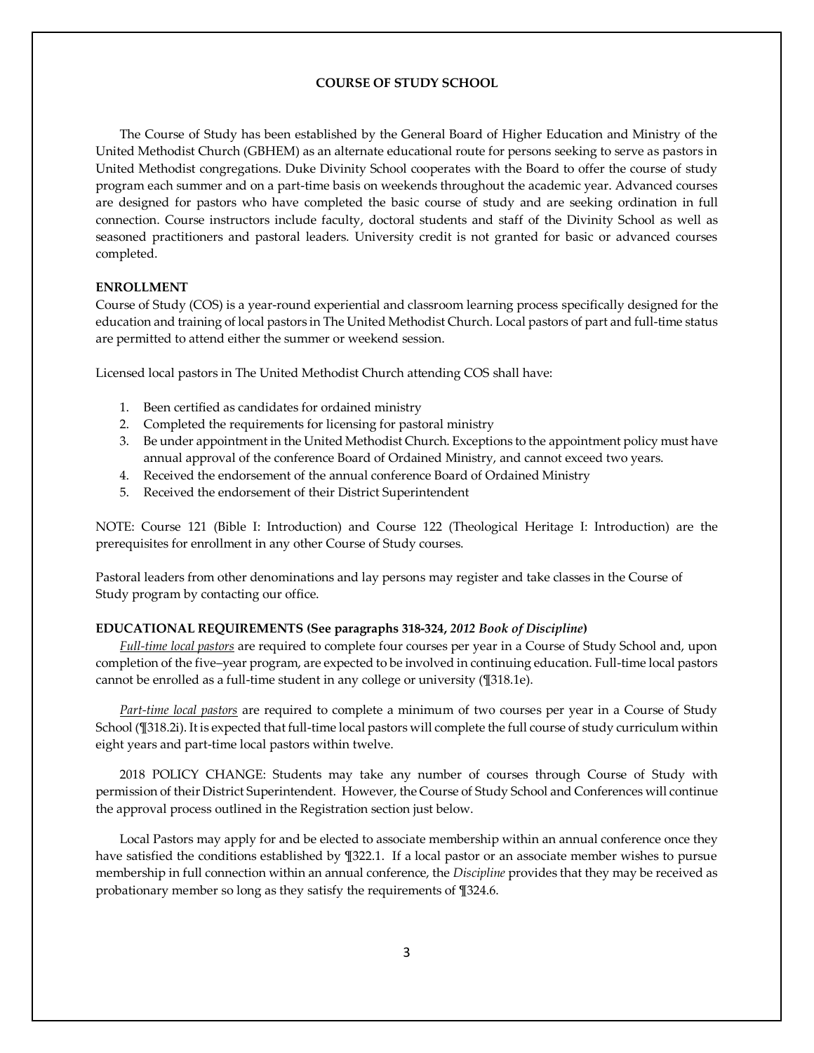## COURSE OF STUDY SCHOOL

The Course of Study has been established by the General Board of Higher Education and Ministry of the United Methodist Church (GBHEM) as an alternate educational route for persons seeking to serve as pastors in United Methodist congregations. Duke Divinity School cooperates with the Board to offer the course of study program each summer and on a part-time basis on weekends throughout the academic year. Advanced courses are designed for pastors who have completed the basic course of study and are seeking ordination in full connection. Course instructors include faculty, doctoral students and staff of the Divinity School as well as seasoned practitioners and pastoral leaders. University credit is not granted for basic or advanced courses completed.

### ENROLLMENT

Course of Study (COS) is a year-round experiential and classroom learning process specifically designed for the education and training of local pastors in The United Methodist Church. Local pastors of part and full-time status are permitted to attend either the summer or weekend session.

Licensed local pastors in The United Methodist Church attending COS shall have:

1. Been certified as candidates for ordained ministry
2. Completed the requirements for licensing for pastoral ministry
3. Be under appointment in the United Methodist Church. Exceptions to the appointment policy must have annual approval of the conference Board of Ordained Ministry, and cannot exceed two years.
4. Received the endorsement of the annual conference Board of Ordained Ministry
5. Received the endorsement of their District Superintendent

NOTE: Course 121 (Bible I: Introduction) and Course 122 (Theological Heritage I: Introduction) are the prerequisites for enrollment in any other Course of Study courses.

Pastoral leaders from other denominations and lay persons may register and take classes in the Course of Study program by contacting our office.

### EDUCATIONAL REQUIREMENTS (See paragraphs 318-324, *2012 Book of Discipline*)

*Full-time local pastors* are required to complete four courses per year in a Course of Study School and, upon completion of the five–year program, are expected to be involved in continuing education. Full-time local pastors cannot be enrolled as a full-time student in any college or university (¶318.1e).

*Part-time local pastors* are required to complete a minimum of two courses per year in a Course of Study School (¶318.2i). It is expected that full-time local pastors will complete the full course of study curriculum within eight years and part-time local pastors within twelve.

2018 POLICY CHANGE: Students may take any number of courses through Course of Study with permission of their District Superintendent. However, the Course of Study School and Conferences will continue the approval process outlined in the Registration section just below.

Local Pastors may apply for and be elected to associate membership within an annual conference once they have satisfied the conditions established by ¶322.1. If a local pastor or an associate member wishes to pursue membership in full connection within an annual conference, the *Discipline* provides that they may be received as probationary member so long as they satisfy the requirements of ¶324.6.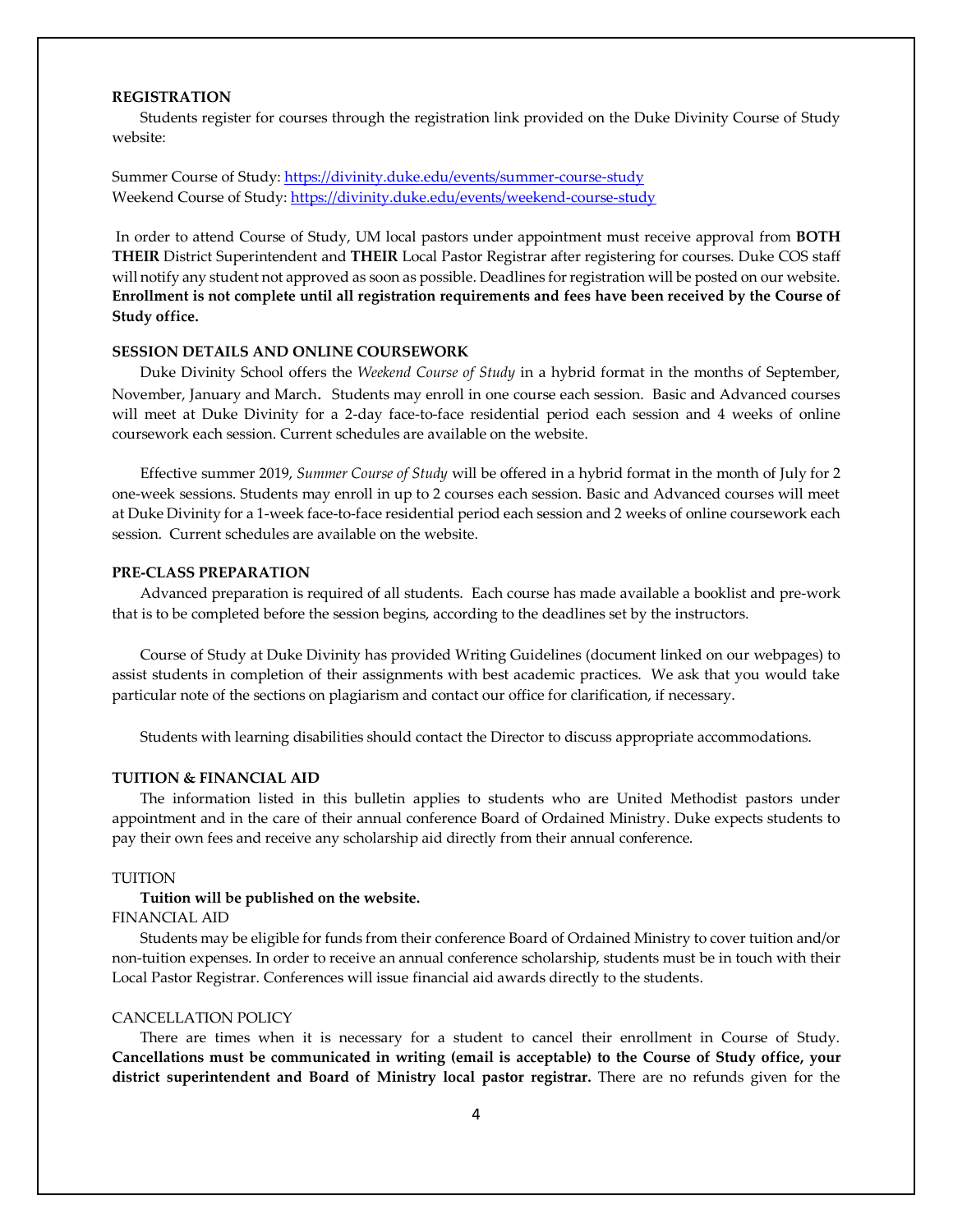## REGISTRATION

Students register for courses through the registration link provided on the Duke Divinity Course of Study website:

Summer Course of Study: https://divinity.duke.edu/events/summer-course-study
Weekend Course of Study: https://divinity.duke.edu/events/weekend-course-study

In order to attend Course of Study, UM local pastors under appointment must receive approval from **BOTH THEIR** District Superintendent and **THEIR** Local Pastor Registrar after registering for courses. Duke COS staff will notify any student not approved as soon as possible. Deadlines for registration will be posted on our website. **Enrollment is not complete until all registration requirements and fees have been received by the Course of Study office.**

## SESSION DETAILS AND ONLINE COURSEWORK

Duke Divinity School offers the *Weekend Course of Study* in a hybrid format in the months of September, November, January and March**.** Students may enroll in one course each session. Basic and Advanced courses will meet at Duke Divinity for a 2-day face-to-face residential period each session and 4 weeks of online coursework each session. Current schedules are available on the website.

Effective summer 2019, *Summer Course of Study* will be offered in a hybrid format in the month of July for 2 one-week sessions. Students may enroll in up to 2 courses each session. Basic and Advanced courses will meet at Duke Divinity for a 1-week face-to-face residential period each session and 2 weeks of online coursework each session. Current schedules are available on the website.

## PRE-CLASS PREPARATION

Advanced preparation is required of all students. Each course has made available a booklist and pre-work that is to be completed before the session begins, according to the deadlines set by the instructors.

Course of Study at Duke Divinity has provided Writing Guidelines (document linked on our webpages) to assist students in completion of their assignments with best academic practices. We ask that you would take particular note of the sections on plagiarism and contact our office for clarification, if necessary.

Students with learning disabilities should contact the Director to discuss appropriate accommodations.

## TUITION & FINANCIAL AID

The information listed in this bulletin applies to students who are United Methodist pastors under appointment and in the care of their annual conference Board of Ordained Ministry. Duke expects students to pay their own fees and receive any scholarship aid directly from their annual conference.

### TUITION

**Tuition will be published on the website.**

### FINANCIAL AID

Students may be eligible for funds from their conference Board of Ordained Ministry to cover tuition and/or non-tuition expenses. In order to receive an annual conference scholarship, students must be in touch with their Local Pastor Registrar. Conferences will issue financial aid awards directly to the students.

### CANCELLATION POLICY

There are times when it is necessary for a student to cancel their enrollment in Course of Study. **Cancellations must be communicated in writing (email is acceptable) to the Course of Study office, your district superintendent and Board of Ministry local pastor registrar.** There are no refunds given for the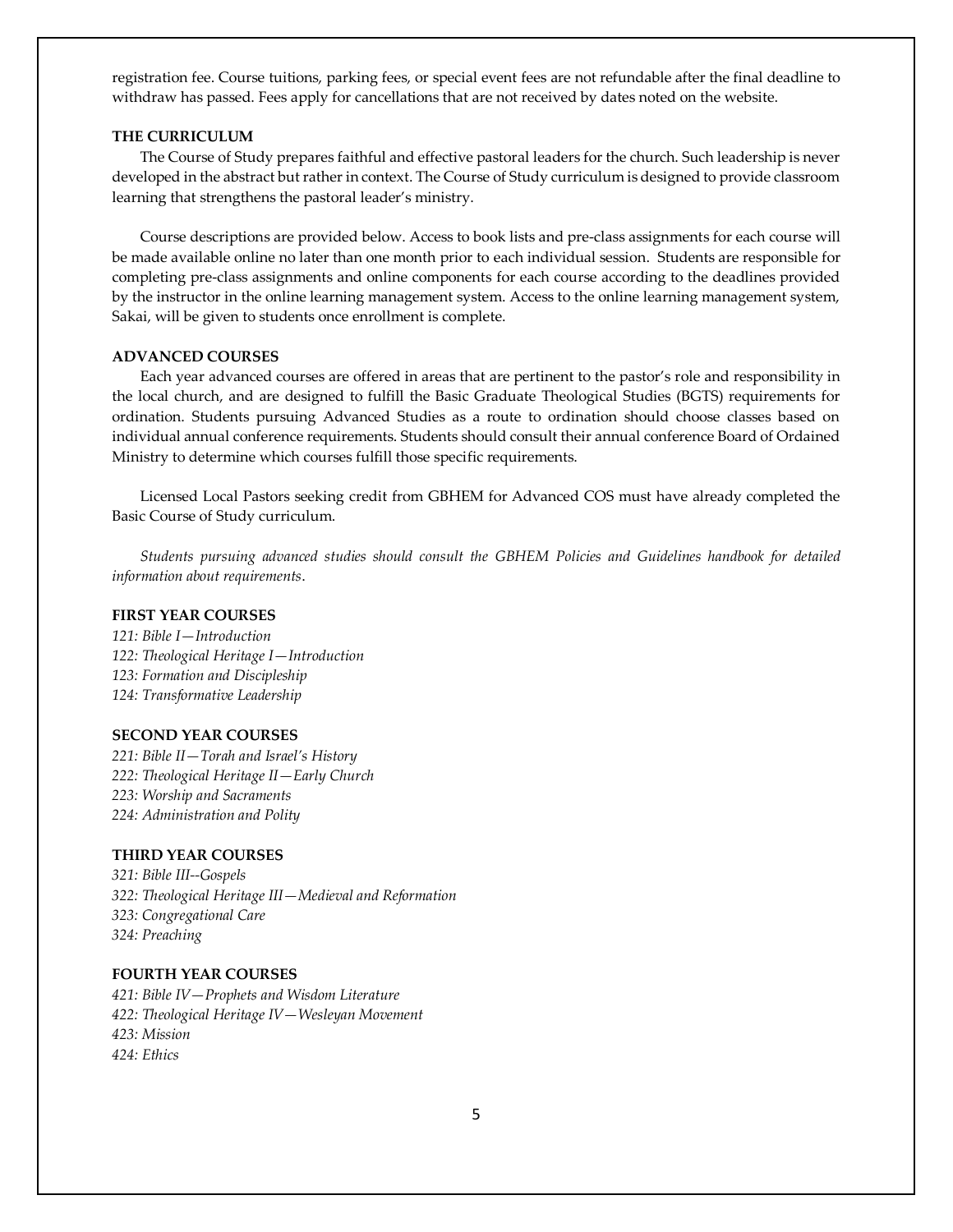registration fee. Course tuitions, parking fees, or special event fees are not refundable after the final deadline to withdraw has passed. Fees apply for cancellations that are not received by dates noted on the website.

### THE CURRICULUM

The Course of Study prepares faithful and effective pastoral leaders for the church. Such leadership is never developed in the abstract but rather in context. The Course of Study curriculum is designed to provide classroom learning that strengthens the pastoral leader's ministry.

Course descriptions are provided below. Access to book lists and pre-class assignments for each course will be made available online no later than one month prior to each individual session. Students are responsible for completing pre-class assignments and online components for each course according to the deadlines provided by the instructor in the online learning management system. Access to the online learning management system, Sakai, will be given to students once enrollment is complete.

### ADVANCED COURSES

Each year advanced courses are offered in areas that are pertinent to the pastor's role and responsibility in the local church, and are designed to fulfill the Basic Graduate Theological Studies (BGTS) requirements for ordination. Students pursuing Advanced Studies as a route to ordination should choose classes based on individual annual conference requirements. Students should consult their annual conference Board of Ordained Ministry to determine which courses fulfill those specific requirements.

Licensed Local Pastors seeking credit from GBHEM for Advanced COS must have already completed the Basic Course of Study curriculum.

*Students pursuing advanced studies should consult the GBHEM Policies and Guidelines handbook for detailed information about requirements.*

### FIRST YEAR COURSES

*121: Bible I—Introduction*
*122: Theological Heritage I—Introduction*
*123: Formation and Discipleship*
*124: Transformative Leadership*

### SECOND YEAR COURSES

*221: Bible II—Torah and Israel's History*
*222: Theological Heritage II—Early Church*
*223: Worship and Sacraments*
*224: Administration and Polity*

### THIRD YEAR COURSES

*321: Bible III--Gospels*
*322: Theological Heritage III—Medieval and Reformation*
*323: Congregational Care*
*324: Preaching*

### FOURTH YEAR COURSES

*421: Bible IV—Prophets and Wisdom Literature*
*422: Theological Heritage IV—Wesleyan Movement*
*423: Mission*
*424: Ethics*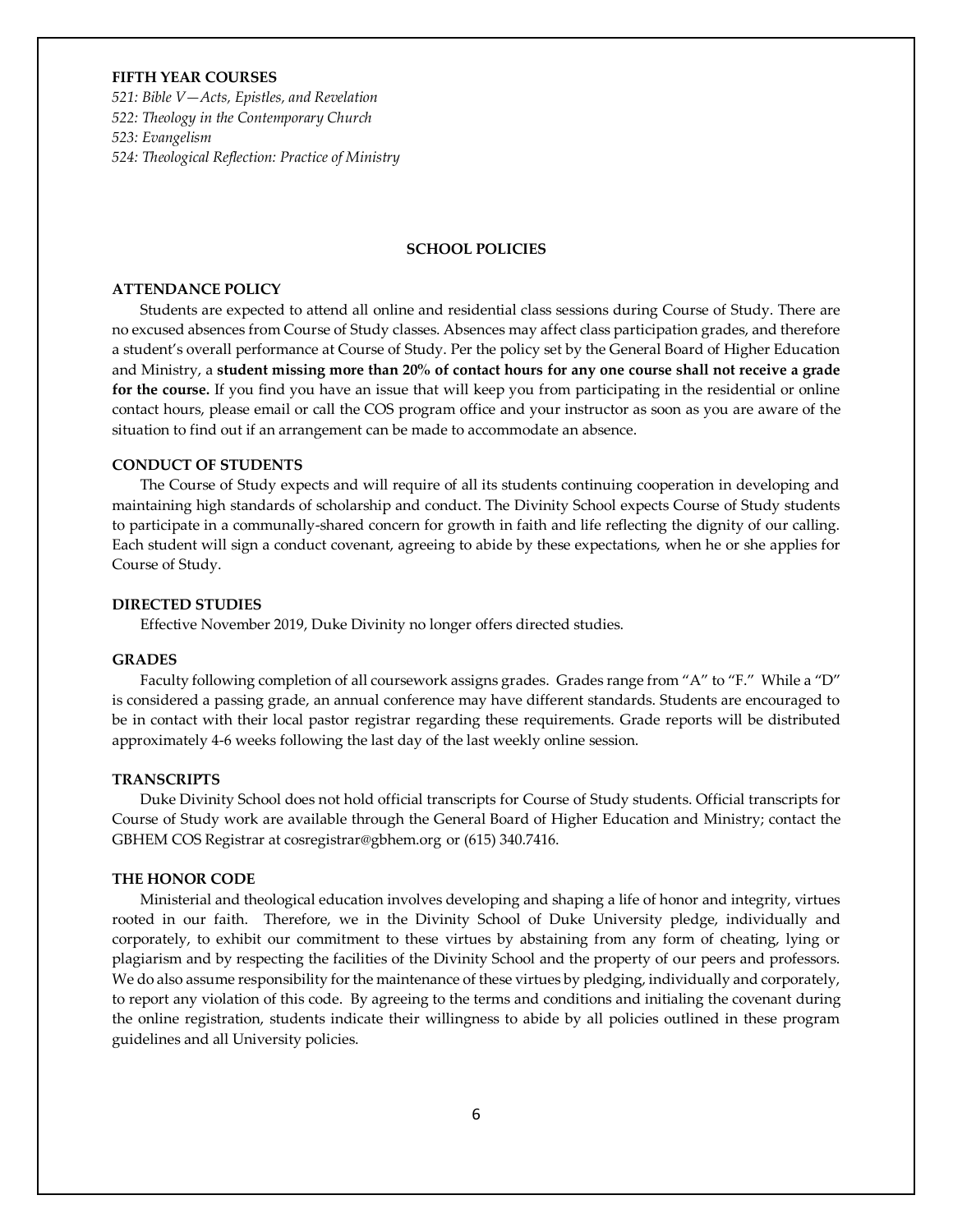**FIFTH YEAR COURSES**

*521: Bible V—Acts, Epistles, and Revelation*
*522: Theology in the Contemporary Church*
*523: Evangelism*
*524: Theological Reflection: Practice of Ministry*

## SCHOOL POLICIES

### ATTENDANCE POLICY

Students are expected to attend all online and residential class sessions during Course of Study. There are no excused absences from Course of Study classes. Absences may affect class participation grades, and therefore a student's overall performance at Course of Study. Per the policy set by the General Board of Higher Education and Ministry, a **student missing more than 20% of contact hours for any one course shall not receive a grade for the course.** If you find you have an issue that will keep you from participating in the residential or online contact hours, please email or call the COS program office and your instructor as soon as you are aware of the situation to find out if an arrangement can be made to accommodate an absence.

### CONDUCT OF STUDENTS

The Course of Study expects and will require of all its students continuing cooperation in developing and maintaining high standards of scholarship and conduct. The Divinity School expects Course of Study students to participate in a communally-shared concern for growth in faith and life reflecting the dignity of our calling. Each student will sign a conduct covenant, agreeing to abide by these expectations, when he or she applies for Course of Study.

### DIRECTED STUDIES

Effective November 2019, Duke Divinity no longer offers directed studies.

### GRADES

Faculty following completion of all coursework assigns grades. Grades range from "A" to "F." While a "D" is considered a passing grade, an annual conference may have different standards. Students are encouraged to be in contact with their local pastor registrar regarding these requirements. Grade reports will be distributed approximately 4-6 weeks following the last day of the last weekly online session.

### TRANSCRIPTS

Duke Divinity School does not hold official transcripts for Course of Study students. Official transcripts for Course of Study work are available through the General Board of Higher Education and Ministry; contact the GBHEM COS Registrar at cosregistrar@gbhem.org or (615) 340.7416.

### THE HONOR CODE

Ministerial and theological education involves developing and shaping a life of honor and integrity, virtues rooted in our faith. Therefore, we in the Divinity School of Duke University pledge, individually and corporately, to exhibit our commitment to these virtues by abstaining from any form of cheating, lying or plagiarism and by respecting the facilities of the Divinity School and the property of our peers and professors. We do also assume responsibility for the maintenance of these virtues by pledging, individually and corporately, to report any violation of this code. By agreeing to the terms and conditions and initialing the covenant during the online registration, students indicate their willingness to abide by all policies outlined in these program guidelines and all University policies.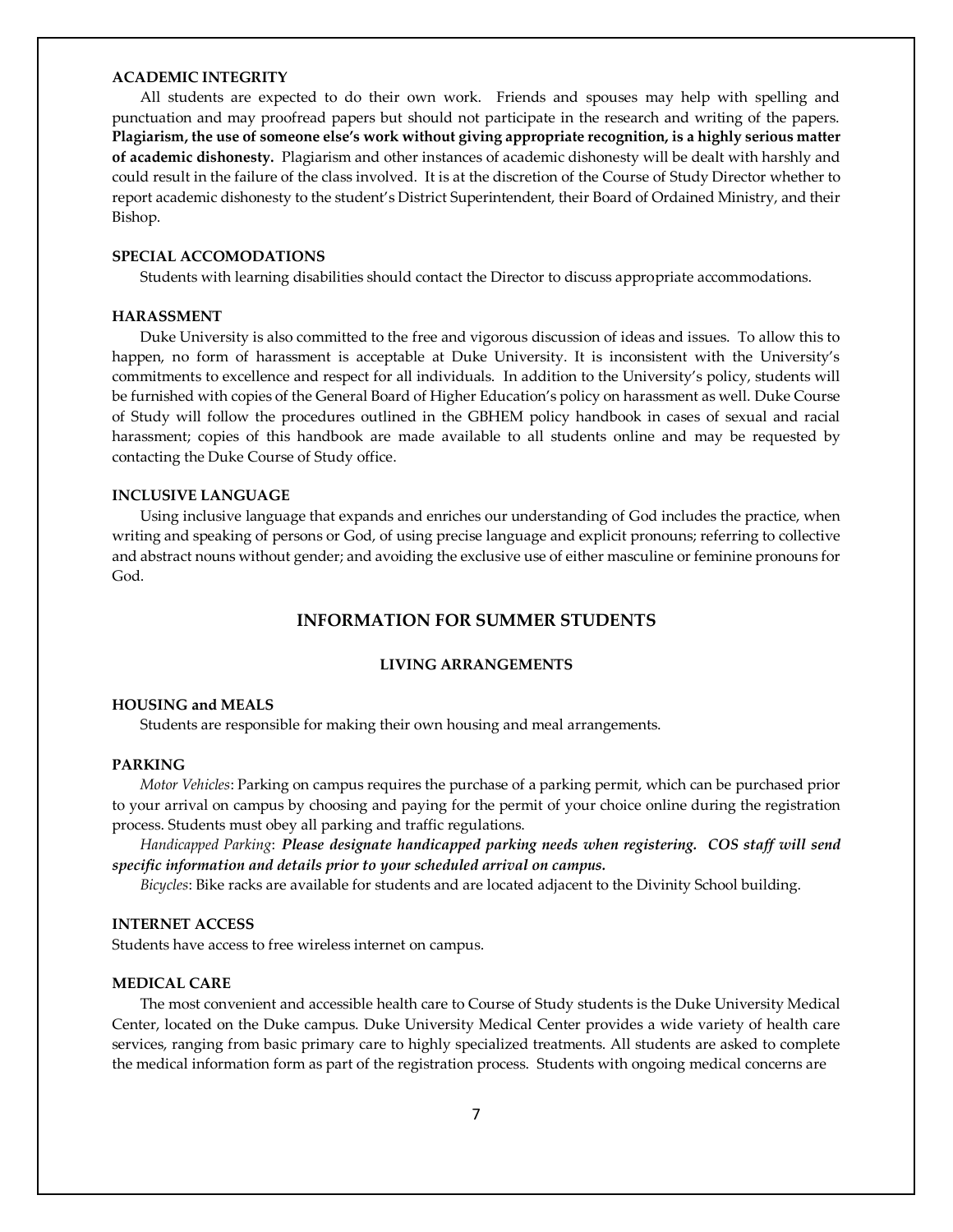### ACADEMIC INTEGRITY

All students are expected to do their own work. Friends and spouses may help with spelling and punctuation and may proofread papers but should not participate in the research and writing of the papers. **Plagiarism, the use of someone else's work without giving appropriate recognition, is a highly serious matter of academic dishonesty.** Plagiarism and other instances of academic dishonesty will be dealt with harshly and could result in the failure of the class involved. It is at the discretion of the Course of Study Director whether to report academic dishonesty to the student's District Superintendent, their Board of Ordained Ministry, and their Bishop.

### SPECIAL ACCOMODATIONS

Students with learning disabilities should contact the Director to discuss appropriate accommodations.

### HARASSMENT

Duke University is also committed to the free and vigorous discussion of ideas and issues. To allow this to happen, no form of harassment is acceptable at Duke University. It is inconsistent with the University's commitments to excellence and respect for all individuals. In addition to the University's policy, students will be furnished with copies of the General Board of Higher Education's policy on harassment as well. Duke Course of Study will follow the procedures outlined in the GBHEM policy handbook in cases of sexual and racial harassment; copies of this handbook are made available to all students online and may be requested by contacting the Duke Course of Study office.

### INCLUSIVE LANGUAGE

Using inclusive language that expands and enriches our understanding of God includes the practice, when writing and speaking of persons or God, of using precise language and explicit pronouns; referring to collective and abstract nouns without gender; and avoiding the exclusive use of either masculine or feminine pronouns for God.

## INFORMATION FOR SUMMER STUDENTS

### LIVING ARRANGEMENTS

### HOUSING and MEALS

Students are responsible for making their own housing and meal arrangements.

### PARKING

*Motor Vehicles*: Parking on campus requires the purchase of a parking permit, which can be purchased prior to your arrival on campus by choosing and paying for the permit of your choice online during the registration process. Students must obey all parking and traffic regulations.

*Handicapped Parking*: ***Please designate handicapped parking needs when registering. COS staff will send specific information and details prior to your scheduled arrival on campus.***

*Bicycles*: Bike racks are available for students and are located adjacent to the Divinity School building.

### INTERNET ACCESS

Students have access to free wireless internet on campus.

### MEDICAL CARE

The most convenient and accessible health care to Course of Study students is the Duke University Medical Center, located on the Duke campus. Duke University Medical Center provides a wide variety of health care services, ranging from basic primary care to highly specialized treatments. All students are asked to complete the medical information form as part of the registration process. Students with ongoing medical concerns are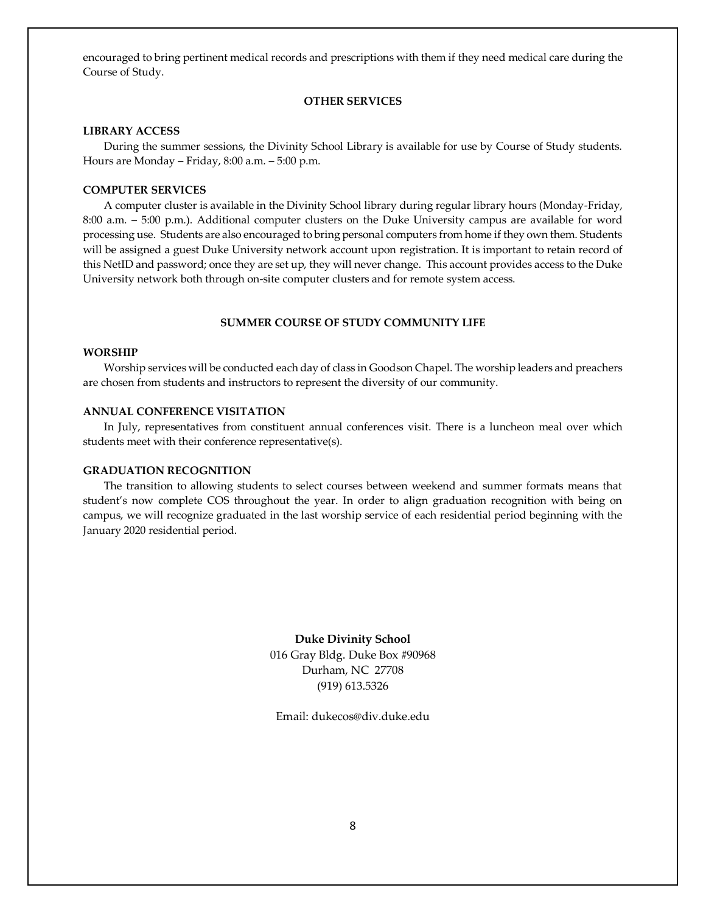encouraged to bring pertinent medical records and prescriptions with them if they need medical care during the Course of Study.

## OTHER SERVICES

### LIBRARY ACCESS

During the summer sessions, the Divinity School Library is available for use by Course of Study students. Hours are Monday – Friday, 8:00 a.m. – 5:00 p.m.

### COMPUTER SERVICES

A computer cluster is available in the Divinity School library during regular library hours (Monday-Friday, 8:00 a.m. – 5:00 p.m.). Additional computer clusters on the Duke University campus are available for word processing use. Students are also encouraged to bring personal computers from home if they own them. Students will be assigned a guest Duke University network account upon registration. It is important to retain record of this NetID and password; once they are set up, they will never change. This account provides access to the Duke University network both through on-site computer clusters and for remote system access.

## SUMMER COURSE OF STUDY COMMUNITY LIFE

### WORSHIP

Worship services will be conducted each day of class in Goodson Chapel. The worship leaders and preachers are chosen from students and instructors to represent the diversity of our community.

### ANNUAL CONFERENCE VISITATION

In July, representatives from constituent annual conferences visit. There is a luncheon meal over which students meet with their conference representative(s).

### GRADUATION RECOGNITION

The transition to allowing students to select courses between weekend and summer formats means that student's now complete COS throughout the year. In order to align graduation recognition with being on campus, we will recognize graduated in the last worship service of each residential period beginning with the January 2020 residential period.

**Duke Divinity School**
016 Gray Bldg. Duke Box #90968
Durham, NC 27708
(919) 613.5326

Email: dukecos@div.duke.edu